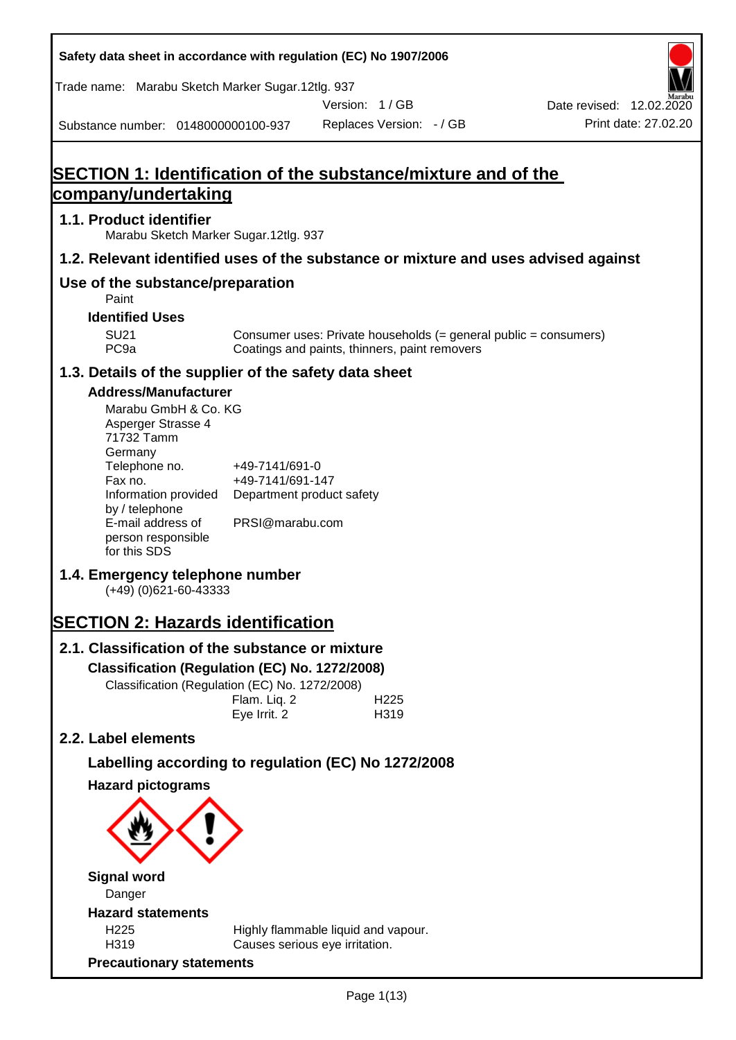Safety data sheet in accordance with regulation (EC) No 1907/2006

Trade name: Marabu Sketch Marker Sugar.12tlg. 937

| Substance number: 0148000000100-937 | Version: 1 / GB | Date revised: 12.02.2020 |
| --- | --- | --- |
| | Replaces Version: - / GB | Print date: 27.02.20 |

# SECTION 1: Identification of the substance/mixture and of the company/undertaking

## 1.1. Product identifier

Marabu Sketch Marker Sugar.12tlg. 937

## 1.2. Relevant identified uses of the substance or mixture and uses advised against

## Use of the substance/preparation

Paint

### Identified Uses

| | |
| --- | --- |
| SU21 | Consumer uses: Private households (= general public = consumers) |
| PC9a | Coatings and paints, thinners, paint removers |

## 1.3. Details of the supplier of the safety data sheet

### Address/Manufacturer

Marabu GmbH & Co. KG
Asperger Strasse 4
71732 Tamm
Germany

| | |
| --- | --- |
| Telephone no. | +49-7141/691-0 |
| Fax no. | +49-7141/691-147 |
| Information provided by / telephone | Department product safety |
| E-mail address of person responsible for this SDS | PRSI@marabu.com |

## 1.4. Emergency telephone number

(+49) (0)621-60-43333

# SECTION 2: Hazards identification

## 2.1. Classification of the substance or mixture

### Classification (Regulation (EC) No. 1272/2008)

Classification (Regulation (EC) No. 1272/2008)

| | |
| --- | --- |
| Flam. Liq. 2 | H225 |
| Eye Irrit. 2 | H319 |

## 2.2. Label elements

### Labelling according to regulation (EC) No 1272/2008

### Hazard pictograms

### Signal word

Danger

### Hazard statements

| | |
| --- | --- |
| H225 | Highly flammable liquid and vapour. |
| H319 | Causes serious eye irritation. |

### Precautionary statements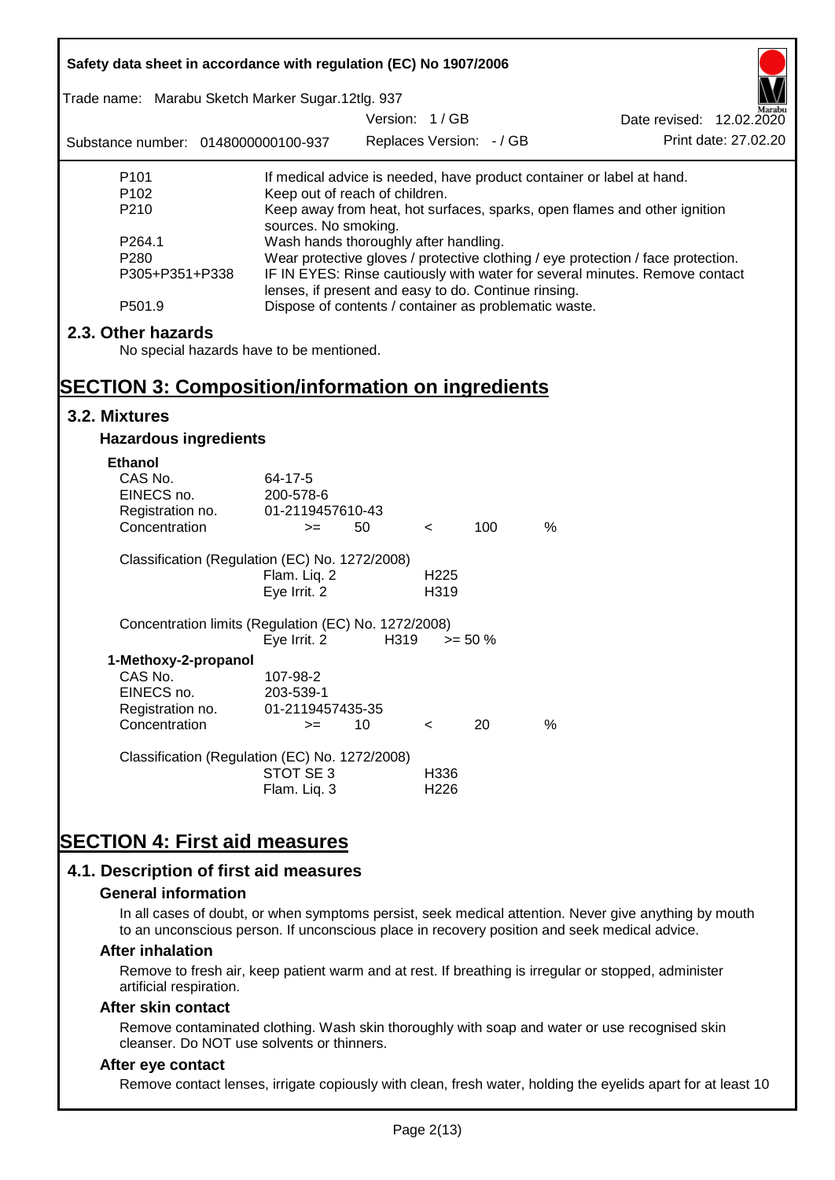| | |
|---|---|
| P101 | If medical advice is needed, have product container or label at hand. |
| P102 | Keep out of reach of children. |
| P210 | Keep away from heat, hot surfaces, sparks, open flames and other ignition sources. No smoking. |
| P264.1 | Wash hands thoroughly after handling. |
| P280 | Wear protective gloves / protective clothing / eye protection / face protection. |
| P305+P351+P338 | IF IN EYES: Rinse cautiously with water for several minutes. Remove contact lenses, if present and easy to do. Continue rinsing. |
| P501.9 | Dispose of contents / container as problematic waste. |

## 2.3. Other hazards

No special hazards have to be mentioned.

# SECTION 3: Composition/information on ingredients

## 3.2. Mixtures

### Hazardous ingredients

**Ethanol**

| | | | | | |
|---|---|---|---|---|---|
| CAS No. | 64-17-5 | | | | |
| EINECS no. | 200-578-6 | | | | |
| Registration no. | 01-2119457610-43 | | | | |
| Concentration | >= | 50 | < | 100 | % |

Classification (Regulation (EC) No. 1272/2008)

| | |
|---|---|
| Flam. Liq. 2 | H225 |
| Eye Irrit. 2 | H319 |

Concentration limits (Regulation (EC) No. 1272/2008)

| | | |
|---|---|---|
| Eye Irrit. 2 | H319 | >= 50 % |

**1-Methoxy-2-propanol**

| | | | | | |
|---|---|---|---|---|---|
| CAS No. | 107-98-2 | | | | |
| EINECS no. | 203-539-1 | | | | |
| Registration no. | 01-2119457435-35 | | | | |
| Concentration | >= | 10 | < | 20 | % |

Classification (Regulation (EC) No. 1272/2008)

| | |
|---|---|
| STOT SE 3 | H336 |
| Flam. Liq. 3 | H226 |

# SECTION 4: First aid measures

## 4.1. Description of first aid measures

### General information

In all cases of doubt, or when symptoms persist, seek medical attention. Never give anything by mouth to an unconscious person. If unconscious place in recovery position and seek medical advice.

### After inhalation

Remove to fresh air, keep patient warm and at rest. If breathing is irregular or stopped, administer artificial respiration.

### After skin contact

Remove contaminated clothing. Wash skin thoroughly with soap and water or use recognised skin cleanser. Do NOT use solvents or thinners.

### After eye contact

Remove contact lenses, irrigate copiously with clean, fresh water, holding the eyelids apart for at least 10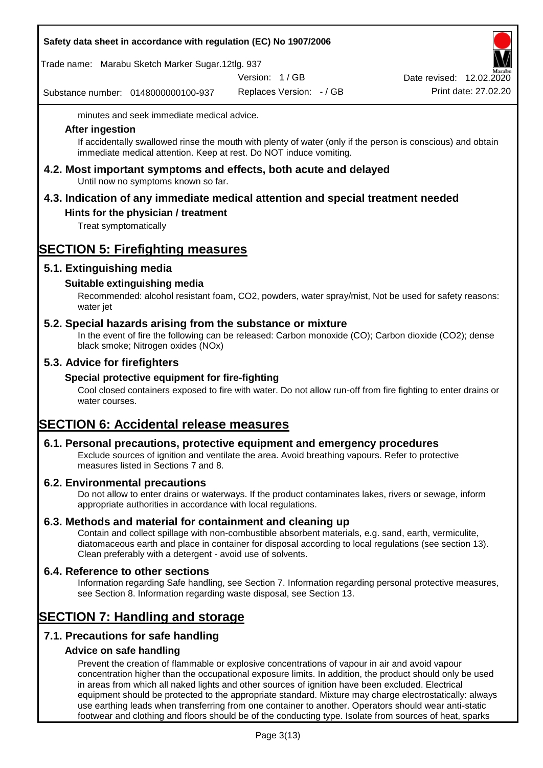minutes and seek immediate medical advice.

### After ingestion

If accidentally swallowed rinse the mouth with plenty of water (only if the person is conscious) and obtain immediate medical attention. Keep at rest. Do NOT induce vomiting.

## 4.2. Most important symptoms and effects, both acute and delayed

Until now no symptoms known so far.

## 4.3. Indication of any immediate medical attention and special treatment needed

### Hints for the physician / treatment

Treat symptomatically

# SECTION 5: Firefighting measures

## 5.1. Extinguishing media

### Suitable extinguishing media

Recommended: alcohol resistant foam, $CO_2$, powders, water spray/mist, Not be used for safety reasons: water jet

## 5.2. Special hazards arising from the substance or mixture

In the event of fire the following can be released: Carbon monoxide (CO); Carbon dioxide ($CO_2$); dense black smoke; Nitrogen oxides ($NO_x$)

## 5.3. Advice for firefighters

### Special protective equipment for fire-fighting

Cool closed containers exposed to fire with water. Do not allow run-off from fire fighting to enter drains or water courses.

# SECTION 6: Accidental release measures

## 6.1. Personal precautions, protective equipment and emergency procedures

Exclude sources of ignition and ventilate the area. Avoid breathing vapours. Refer to protective measures listed in Sections 7 and 8.

## 6.2. Environmental precautions

Do not allow to enter drains or waterways. If the product contaminates lakes, rivers or sewage, inform appropriate authorities in accordance with local regulations.

## 6.3. Methods and material for containment and cleaning up

Contain and collect spillage with non-combustible absorbent materials, e.g. sand, earth, vermiculite, diatomaceous earth and place in container for disposal according to local regulations (see section 13). Clean preferably with a detergent - avoid use of solvents.

## 6.4. Reference to other sections

Information regarding Safe handling, see Section 7. Information regarding personal protective measures, see Section 8. Information regarding waste disposal, see Section 13.

# SECTION 7: Handling and storage

## 7.1. Precautions for safe handling

### Advice on safe handling

Prevent the creation of flammable or explosive concentrations of vapour in air and avoid vapour concentration higher than the occupational exposure limits. In addition, the product should only be used in areas from which all naked lights and other sources of ignition have been excluded. Electrical equipment should be protected to the appropriate standard. Mixture may charge electrostatically: always use earthing leads when transferring from one container to another. Operators should wear anti-static footwear and clothing and floors should be of the conducting type. Isolate from sources of heat, sparks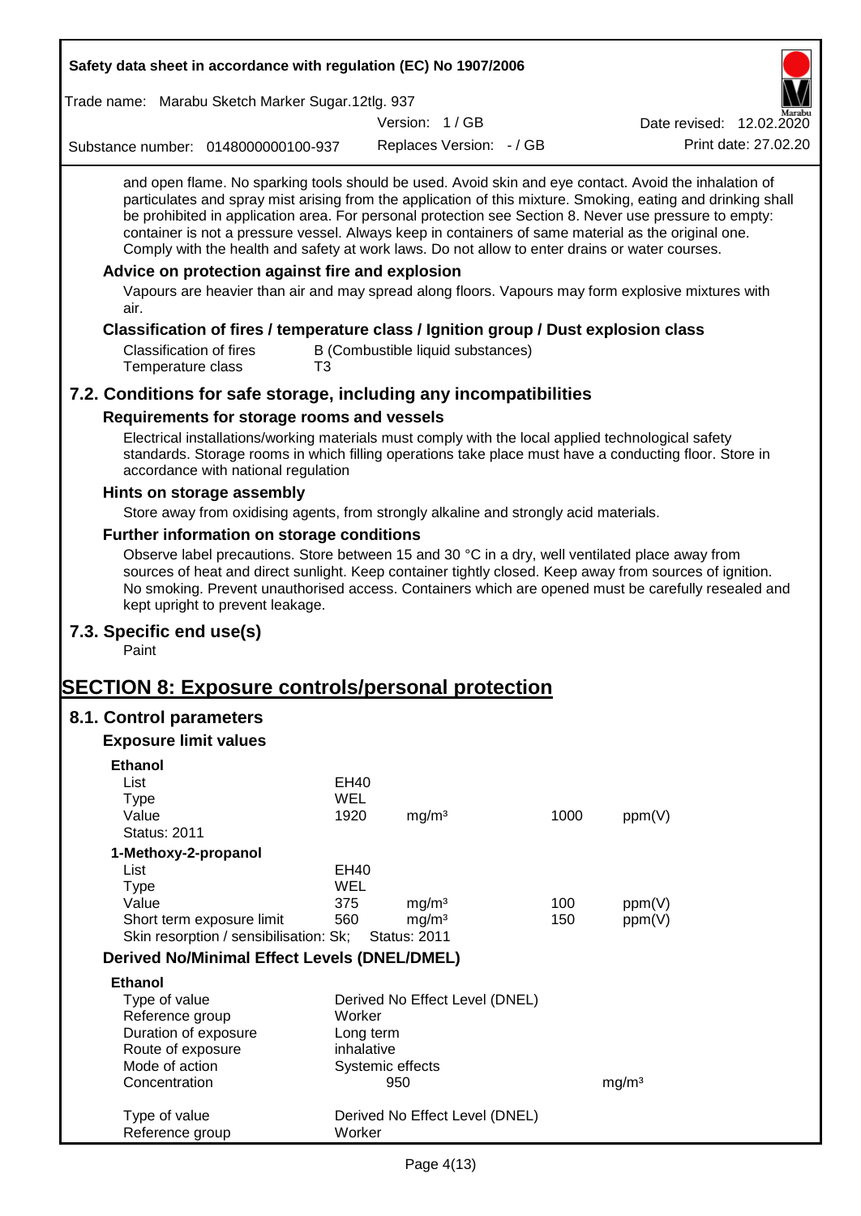and open flame. No sparking tools should be used. Avoid skin and eye contact. Avoid the inhalation of particulates and spray mist arising from the application of this mixture. Smoking, eating and drinking shall be prohibited in application area. For personal protection see Section 8. Never use pressure to empty: container is not a pressure vessel. Always keep in containers of same material as the original one. Comply with the health and safety at work laws. Do not allow to enter drains or water courses.

### Advice on protection against fire and explosion

Vapours are heavier than air and may spread along floors. Vapours may form explosive mixtures with air.

### Classification of fires / temperature class / Ignition group / Dust explosion class

| | |
|---|---|
| Classification of fires | B (Combustible liquid substances) |
| Temperature class | T3 |

## 7.2. Conditions for safe storage, including any incompatibilities

### Requirements for storage rooms and vessels

Electrical installations/working materials must comply with the local applied technological safety standards. Storage rooms in which filling operations take place must have a conducting floor. Store in accordance with national regulation

### Hints on storage assembly

Store away from oxidising agents, from strongly alkaline and strongly acid materials.

### Further information on storage conditions

Observe label precautions. Store between 15 and 30 °C in a dry, well ventilated place away from sources of heat and direct sunlight. Keep container tightly closed. Keep away from sources of ignition. No smoking. Prevent unauthorised access. Containers which are opened must be carefully resealed and kept upright to prevent leakage.

## 7.3. Specific end use(s)

Paint

# SECTION 8: Exposure controls/personal protection

## 8.1. Control parameters

### Exposure limit values

**Ethanol**

| | | | | |
|---|---|---|---|---|
| List | EH40 | | | |
| Type | WEL | | | |
| Value | 1920 | mg/m³ | 1000 | ppm(V) |
| Status: 2011 | | | | |

**1-Methoxy-2-propanol**

| | | | | |
|---|---|---|---|---|
| List | EH40 | | | |
| Type | WEL | | | |
| Value | 375 | mg/m³ | 100 | ppm(V) |
| Short term exposure limit | 560 | mg/m³ | 150 | ppm(V) |
| Skin resorption / sensibilisation: Sk; | Status: 2011 | | | |

### Derived No/Minimal Effect Levels (DNEL/DMEL)

**Ethanol**

| | | |
|---|---|---|
| Type of value | Derived No Effect Level (DNEL) | |
| Reference group | Worker | |
| Duration of exposure | Long term | |
| Route of exposure | inhalative | |
| Mode of action | Systemic effects | |
| Concentration | 950 | mg/m³ |

| | |
|---|---|
| Type of value | Derived No Effect Level (DNEL) |
| Reference group | Worker |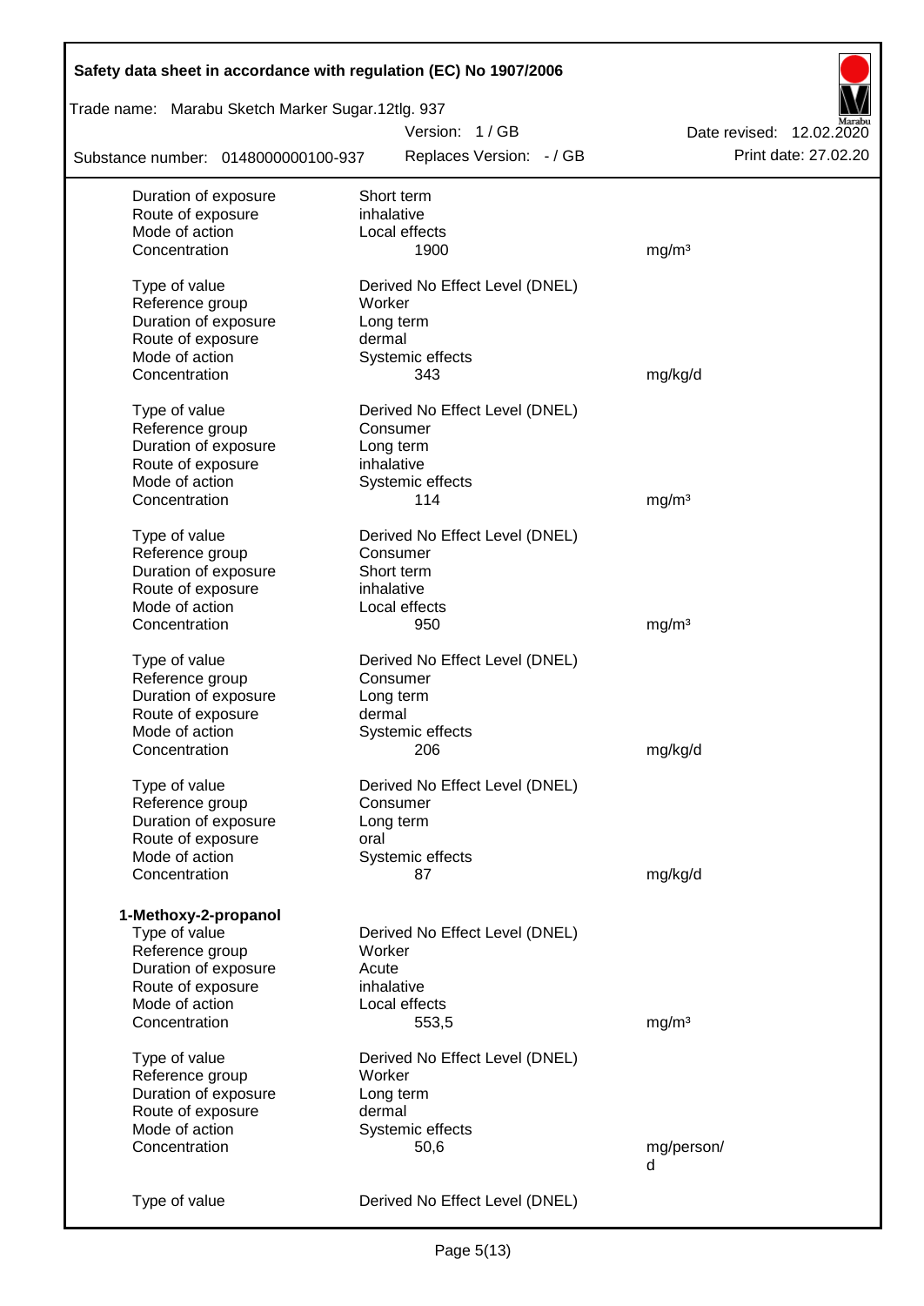| | | |
|---|---|---|
| Duration of exposure | Short term | |
| Route of exposure | inhalative | |
| Mode of action | Local effects | |
| Concentration | 1900 | mg/m³ |
| | | |
| Type of value | Derived No Effect Level (DNEL) | |
| Reference group | Worker | |
| Duration of exposure | Long term | |
| Route of exposure | dermal | |
| Mode of action | Systemic effects | |
| Concentration | 343 | mg/kg/d |
| | | |
| Type of value | Derived No Effect Level (DNEL) | |
| Reference group | Consumer | |
| Duration of exposure | Long term | |
| Route of exposure | inhalative | |
| Mode of action | Systemic effects | |
| Concentration | 114 | mg/m³ |
| | | |
| Type of value | Derived No Effect Level (DNEL) | |
| Reference group | Consumer | |
| Duration of exposure | Short term | |
| Route of exposure | inhalative | |
| Mode of action | Local effects | |
| Concentration | 950 | mg/m³ |
| | | |
| Type of value | Derived No Effect Level (DNEL) | |
| Reference group | Consumer | |
| Duration of exposure | Long term | |
| Route of exposure | dermal | |
| Mode of action | Systemic effects | |
| Concentration | 206 | mg/kg/d |
| | | |
| Type of value | Derived No Effect Level (DNEL) | |
| Reference group | Consumer | |
| Duration of exposure | Long term | |
| Route of exposure | oral | |
| Mode of action | Systemic effects | |
| Concentration | 87 | mg/kg/d |

**1-Methoxy-2-propanol**

| | | |
|---|---|---|
| Type of value | Derived No Effect Level (DNEL) | |
| Reference group | Worker | |
| Duration of exposure | Acute | |
| Route of exposure | inhalative | |
| Mode of action | Local effects | |
| Concentration | 553,5 | mg/m³ |
| | | |
| Type of value | Derived No Effect Level (DNEL) | |
| Reference group | Worker | |
| Duration of exposure | Long term | |
| Route of exposure | dermal | |
| Mode of action | Systemic effects | |
| Concentration | 50,6 | mg/person/d |
| | | |
| Type of value | Derived No Effect Level (DNEL) | |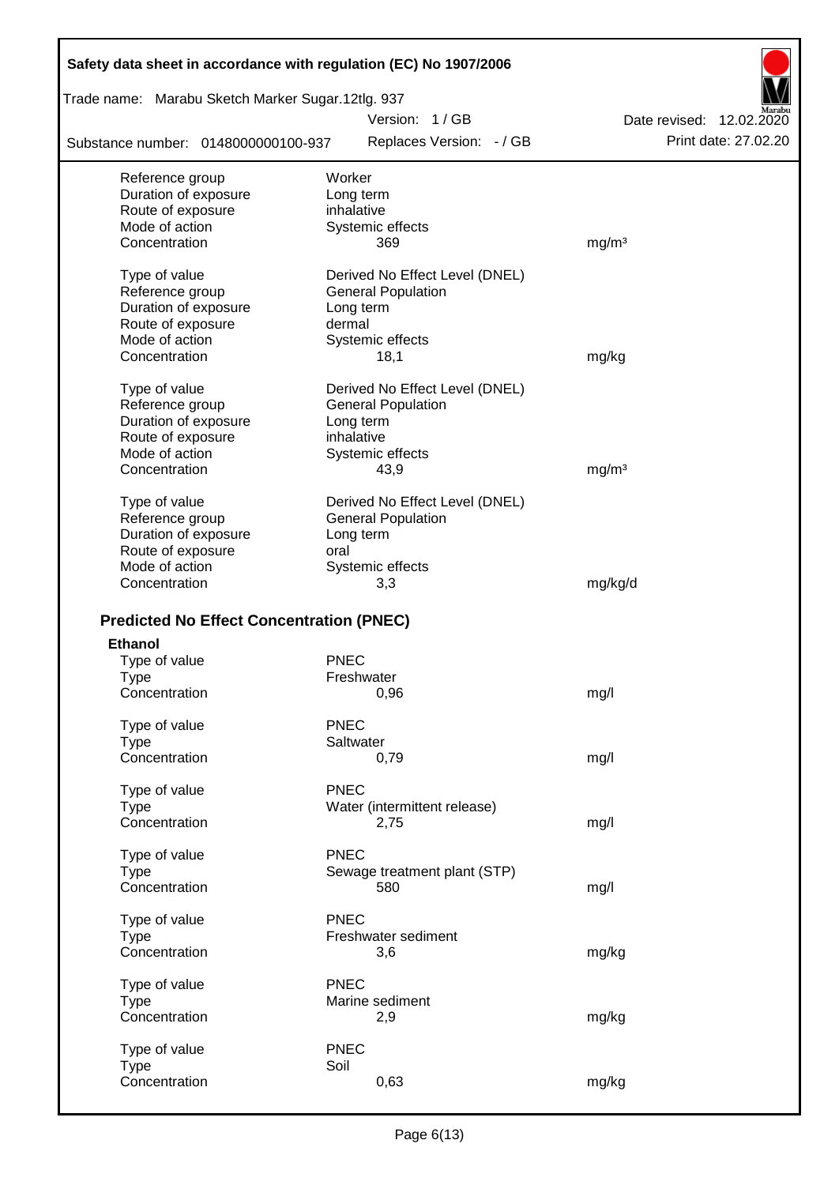| | | |
|---|---|---|
| Reference group | Worker | |
| Duration of exposure | Long term | |
| Route of exposure | inhalative | |
| Mode of action | Systemic effects | |
| Concentration | 369 | mg/m³ |

| | | |
|---|---|---|
| Type of value | Derived No Effect Level (DNEL) | |
| Reference group | General Population | |
| Duration of exposure | Long term | |
| Route of exposure | dermal | |
| Mode of action | Systemic effects | |
| Concentration | 18,1 | mg/kg |

| | | |
|---|---|---|
| Type of value | Derived No Effect Level (DNEL) | |
| Reference group | General Population | |
| Duration of exposure | Long term | |
| Route of exposure | inhalative | |
| Mode of action | Systemic effects | |
| Concentration | 43,9 | mg/m³ |

| | | |
|---|---|---|
| Type of value | Derived No Effect Level (DNEL) | |
| Reference group | General Population | |
| Duration of exposure | Long term | |
| Route of exposure | oral | |
| Mode of action | Systemic effects | |
| Concentration | 3,3 | mg/kg/d |

## Predicted No Effect Concentration (PNEC)

**Ethanol**

| | | |
|---|---|---|
| Type of value | PNEC | |
| Type | Freshwater | |
| Concentration | 0,96 | mg/l |

| | | |
|---|---|---|
| Type of value | PNEC | |
| Type | Saltwater | |
| Concentration | 0,79 | mg/l |

| | | |
|---|---|---|
| Type of value | PNEC | |
| Type | Water (intermittent release) | |
| Concentration | 2,75 | mg/l |

| | | |
|---|---|---|
| Type of value | PNEC | |
| Type | Sewage treatment plant (STP) | |
| Concentration | 580 | mg/l |

| | | |
|---|---|---|
| Type of value | PNEC | |
| Type | Freshwater sediment | |
| Concentration | 3,6 | mg/kg |

| | | |
|---|---|---|
| Type of value | PNEC | |
| Type | Marine sediment | |
| Concentration | 2,9 | mg/kg |

| | | |
|---|---|---|
| Type of value | PNEC | |
| Type | Soil | |
| Concentration | 0,63 | mg/kg |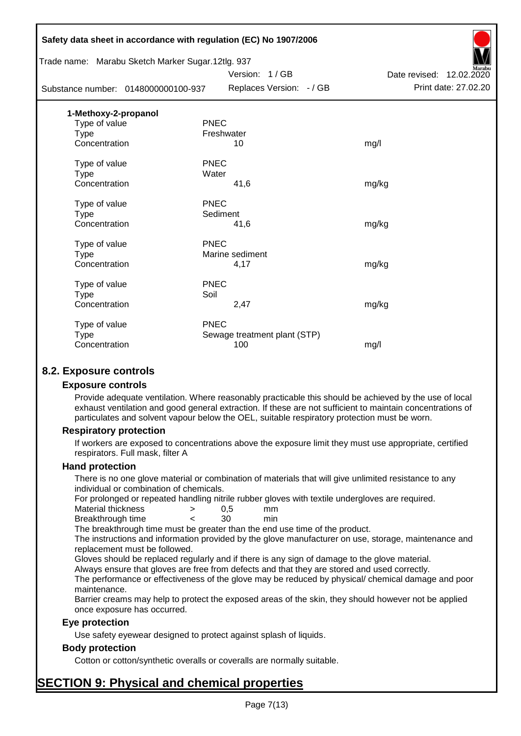**1-Methoxy-2-propanol**

| | | |
|---|---|---|
| Type of value | PNEC | |
| Type | Freshwater | |
| Concentration | 10 | mg/l |
| | | |
| Type of value | PNEC | |
| Type | Water | |
| Concentration | 41,6 | mg/kg |
| | | |
| Type of value | PNEC | |
| Type | Sediment | |
| Concentration | 41,6 | mg/kg |
| | | |
| Type of value | PNEC | |
| Type | Marine sediment | |
| Concentration | 4,17 | mg/kg |
| | | |
| Type of value | PNEC | |
| Type | Soil | |
| Concentration | 2,47 | mg/kg |
| | | |
| Type of value | PNEC | |
| Type | Sewage treatment plant (STP) | |
| Concentration | 100 | mg/l |

## 8.2. Exposure controls

### Exposure controls

Provide adequate ventilation. Where reasonably practicable this should be achieved by the use of local exhaust ventilation and good general extraction. If these are not sufficient to maintain concentrations of particulates and solvent vapour below the OEL, suitable respiratory protection must be worn.

### Respiratory protection

If workers are exposed to concentrations above the exposure limit they must use appropriate, certified respirators. Full mask, filter A

### Hand protection

There is no one glove material or combination of materials that will give unlimited resistance to any individual or combination of chemicals.

For prolonged or repeated handling nitrile rubber gloves with textile undergloves are required.

| | | | |
|---|---|---|---|
| Material thickness | > | 0,5 | mm |
| Breakthrough time | < | 30 | min |

The breakthrough time must be greater than the end use time of the product.

The instructions and information provided by the glove manufacturer on use, storage, maintenance and replacement must be followed.

Gloves should be replaced regularly and if there is any sign of damage to the glove material.

Always ensure that gloves are free from defects and that they are stored and used correctly.

The performance or effectiveness of the glove may be reduced by physical/ chemical damage and poor maintenance.

Barrier creams may help to protect the exposed areas of the skin, they should however not be applied once exposure has occurred.

### Eye protection

Use safety eyewear designed to protect against splash of liquids.

### Body protection

Cotton or cotton/synthetic overalls or coveralls are normally suitable.

# SECTION 9: Physical and chemical properties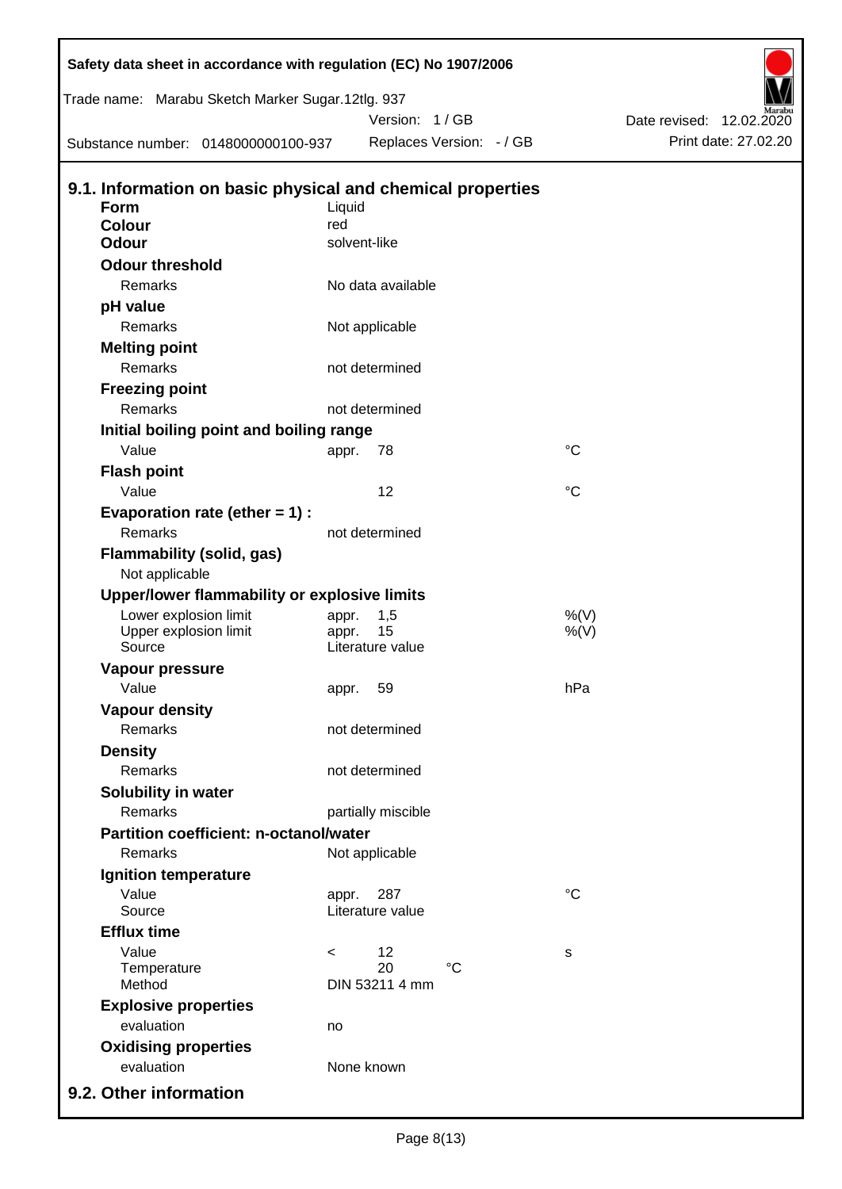Safety data sheet in accordance with regulation (EC) No 1907/2006

Trade name: Marabu Sketch Marker Sugar.12tlg. 937

Version: 1 / GB

Date revised: 12.02.2020

Substance number: 0148000000100-937

Replaces Version: - / GB

Print date: 27.02.20

## 9.1. Information on basic physical and chemical properties

| | | |
|---|---|---|
| **Form** | Liquid | |
| **Colour** | red | |
| **Odour** | solvent-like | |
| **Odour threshold** | | |
| Remarks | No data available | |
| **pH value** | | |
| Remarks | Not applicable | |
| **Melting point** | | |
| Remarks | not determined | |
| **Freezing point** | | |
| Remarks | not determined | |
| **Initial boiling point and boiling range** | | |
| Value | appr. 78 | °C |
| **Flash point** | | |
| Value | 12 | °C |
| **Evaporation rate (ether = 1) :** | | |
| Remarks | not determined | |
| **Flammability (solid, gas)** | | |
| Not applicable | | |
| **Upper/lower flammability or explosive limits** | | |
| Lower explosion limit | appr. 1,5 | %(V) |
| Upper explosion limit | appr. 15 | %(V) |
| Source | Literature value | |
| **Vapour pressure** | | |
| Value | appr. 59 | hPa |
| **Vapour density** | | |
| Remarks | not determined | |
| **Density** | | |
| Remarks | not determined | |
| **Solubility in water** | | |
| Remarks | partially miscible | |
| **Partition coefficient: n-octanol/water** | | |
| Remarks | Not applicable | |
| **Ignition temperature** | | |
| Value | appr. 287 | °C |
| Source | Literature value | |
| **Efflux time** | | |
| Value | < 12 | s |
| Temperature | 20 °C | |
| Method | DIN 53211 4 mm | |
| **Explosive properties** | | |
| evaluation | no | |
| **Oxidising properties** | | |
| evaluation | None known | |

## 9.2. Other information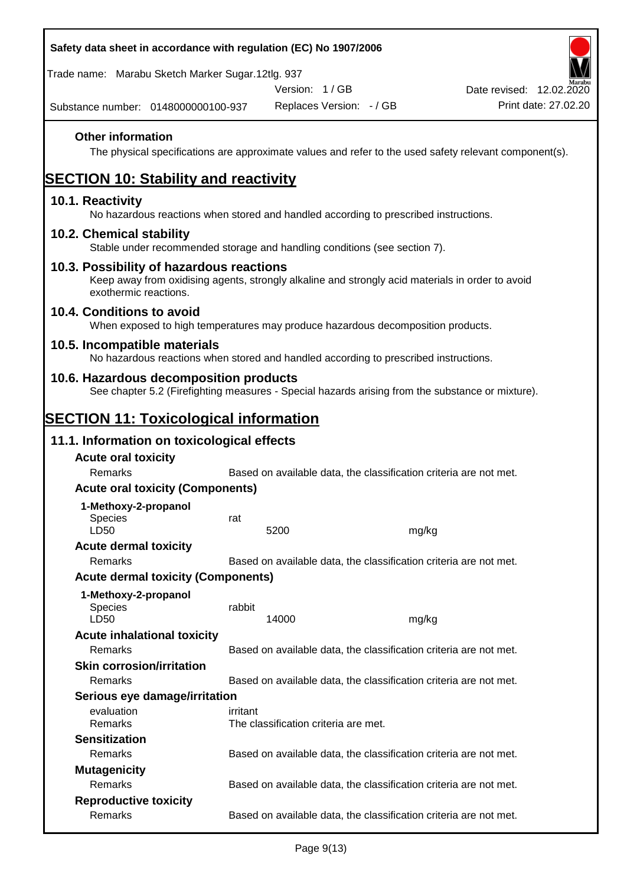**Other information**

The physical specifications are approximate values and refer to the used safety relevant component(s).

# SECTION 10: Stability and reactivity

## 10.1. Reactivity

No hazardous reactions when stored and handled according to prescribed instructions.

## 10.2. Chemical stability

Stable under recommended storage and handling conditions (see section 7).

## 10.3. Possibility of hazardous reactions

Keep away from oxidising agents, strongly alkaline and strongly acid materials in order to avoid exothermic reactions.

## 10.4. Conditions to avoid

When exposed to high temperatures may produce hazardous decomposition products.

## 10.5. Incompatible materials

No hazardous reactions when stored and handled according to prescribed instructions.

## 10.6. Hazardous decomposition products

See chapter 5.2 (Firefighting measures - Special hazards arising from the substance or mixture).

# SECTION 11: Toxicological information

## 11.1. Information on toxicological effects

**Acute oral toxicity**

| | | |
|---|---|---|
| Remarks | Based on available data, the classification criteria are not met. | |

**Acute oral toxicity (Components)**

**1-Methoxy-2-propanol**

| | | |
|---|---|---|
| Species | rat | |
| LD50 | 5200 | mg/kg |

**Acute dermal toxicity**

| | | |
|---|---|---|
| Remarks | Based on available data, the classification criteria are not met. | |

**Acute dermal toxicity (Components)**

**1-Methoxy-2-propanol**

| | | |
|---|---|---|
| Species | rabbit | |
| LD50 | 14000 | mg/kg |

**Acute inhalational toxicity**

| | |
|---|---|
| Remarks | Based on available data, the classification criteria are not met. |

**Skin corrosion/irritation**

| | |
|---|---|
| Remarks | Based on available data, the classification criteria are not met. |

**Serious eye damage/irritation**

| | |
|---|---|
| evaluation | irritant |
| Remarks | The classification criteria are met. |

**Sensitization**

| | |
|---|---|
| Remarks | Based on available data, the classification criteria are not met. |

**Mutagenicity**

| | |
|---|---|
| Remarks | Based on available data, the classification criteria are not met. |

**Reproductive toxicity**

| | |
|---|---|
| Remarks | Based on available data, the classification criteria are not met. |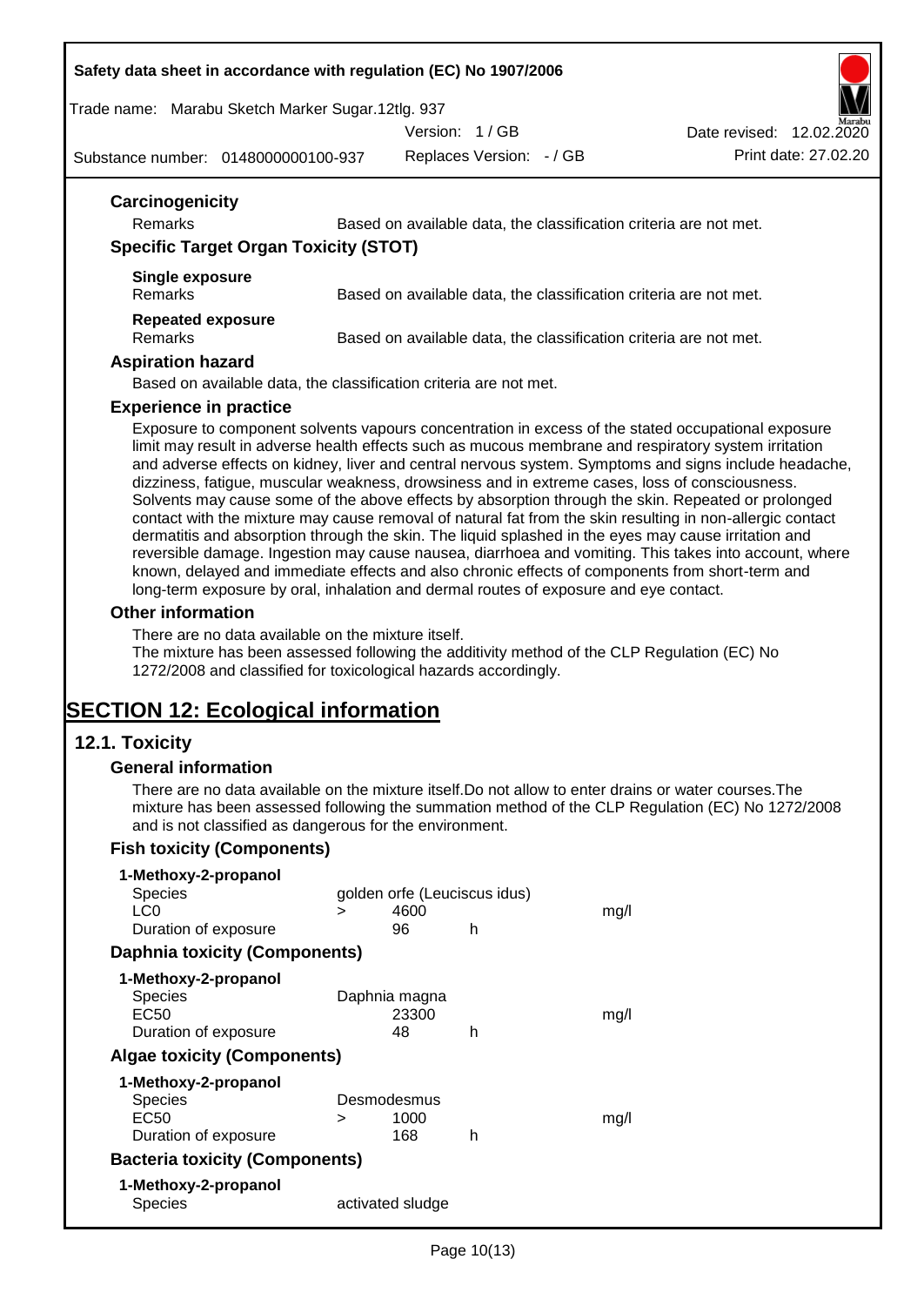### Carcinogenicity

| | |
|---|---|
| Remarks | Based on available data, the classification criteria are not met. |

### Specific Target Organ Toxicity (STOT)

**Single exposure**

| | |
|---|---|
| Remarks | Based on available data, the classification criteria are not met. |

**Repeated exposure**

| | |
|---|---|
| Remarks | Based on available data, the classification criteria are not met. |

### Aspiration hazard

Based on available data, the classification criteria are not met.

### Experience in practice

Exposure to component solvents vapours concentration in excess of the stated occupational exposure limit may result in adverse health effects such as mucous membrane and respiratory system irritation and adverse effects on kidney, liver and central nervous system. Symptoms and signs include headache, dizziness, fatigue, muscular weakness, drowsiness and in extreme cases, loss of consciousness. Solvents may cause some of the above effects by absorption through the skin. Repeated or prolonged contact with the mixture may cause removal of natural fat from the skin resulting in non-allergic contact dermatitis and absorption through the skin. The liquid splashed in the eyes may cause irritation and reversible damage. Ingestion may cause nausea, diarrhoea and vomiting. This takes into account, where known, delayed and immediate effects and also chronic effects of components from short-term and long-term exposure by oral, inhalation and dermal routes of exposure and eye contact.

### Other information

There are no data available on the mixture itself.
The mixture has been assessed following the additivity method of the CLP Regulation (EC) No 1272/2008 and classified for toxicological hazards accordingly.

# SECTION 12: Ecological information

## 12.1. Toxicity

### General information

There are no data available on the mixture itself.Do not allow to enter drains or water courses.The mixture has been assessed following the summation method of the CLP Regulation (EC) No 1272/2008 and is not classified as dangerous for the environment.

### Fish toxicity (Components)

**1-Methoxy-2-propanol**

| | | | | |
|---|---|---|---|---|
| Species | golden orfe (Leuciscus idus) | | | |
| LC0 | > | 4600 | | mg/l |
| Duration of exposure | | 96 | h | |

### Daphnia toxicity (Components)

**1-Methoxy-2-propanol**

| | | | | |
|---|---|---|---|---|
| Species | Daphnia magna | | | |
| EC50 | | 23300 | | mg/l |
| Duration of exposure | | 48 | h | |

### Algae toxicity (Components)

**1-Methoxy-2-propanol**

| | | | | |
|---|---|---|---|---|
| Species | Desmodesmus | | | |
| EC50 | > | 1000 | | mg/l |
| Duration of exposure | | 168 | h | |

### Bacteria toxicity (Components)

**1-Methoxy-2-propanol**

| | |
|---|---|
| Species | activated sludge |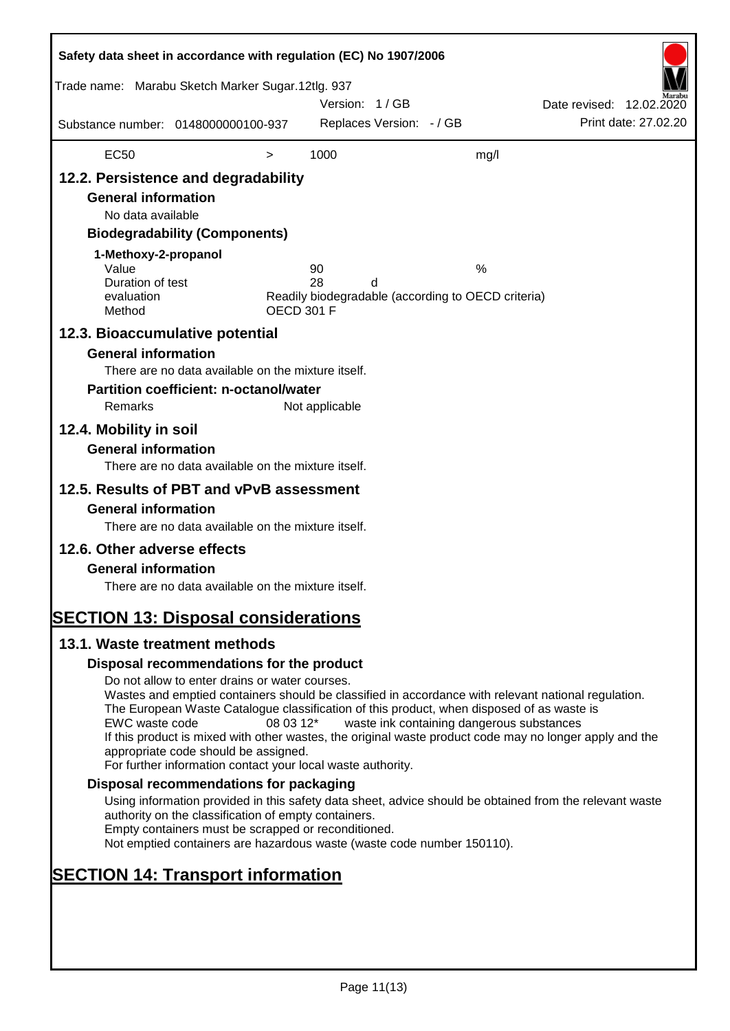| EC50 | > | 1000 | mg/l |
|---|---|---|---|

## 12.2. Persistence and degradability

### General information

No data available

### Biodegradability (Components)

**1-Methoxy-2-propanol**

| | | |
|---|---|---|
| Value | 90 | % |
| Duration of test | 28 d | |
| evaluation | Readily biodegradable (according to OECD criteria) | |
| Method | OECD 301 F | |

## 12.3. Bioaccumulative potential

### General information

There are no data available on the mixture itself.

### Partition coefficient: n-octanol/water

Remarks Not applicable

## 12.4. Mobility in soil

### General information

There are no data available on the mixture itself.

## 12.5. Results of PBT and vPvB assessment

### General information

There are no data available on the mixture itself.

## 12.6. Other adverse effects

### General information

There are no data available on the mixture itself.

# SECTION 13: Disposal considerations

## 13.1. Waste treatment methods

### Disposal recommendations for the product

Do not allow to enter drains or water courses.
Wastes and emptied containers should be classified in accordance with relevant national regulation.
The European Waste Catalogue classification of this product, when disposed of as waste is
EWC waste code 08 03 12* waste ink containing dangerous substances
If this product is mixed with other wastes, the original waste product code may no longer apply and the appropriate code should be assigned.
For further information contact your local waste authority.

### Disposal recommendations for packaging

Using information provided in this safety data sheet, advice should be obtained from the relevant waste authority on the classification of empty containers.
Empty containers must be scrapped or reconditioned.
Not emptied containers are hazardous waste (waste code number 150110).

# SECTION 14: Transport information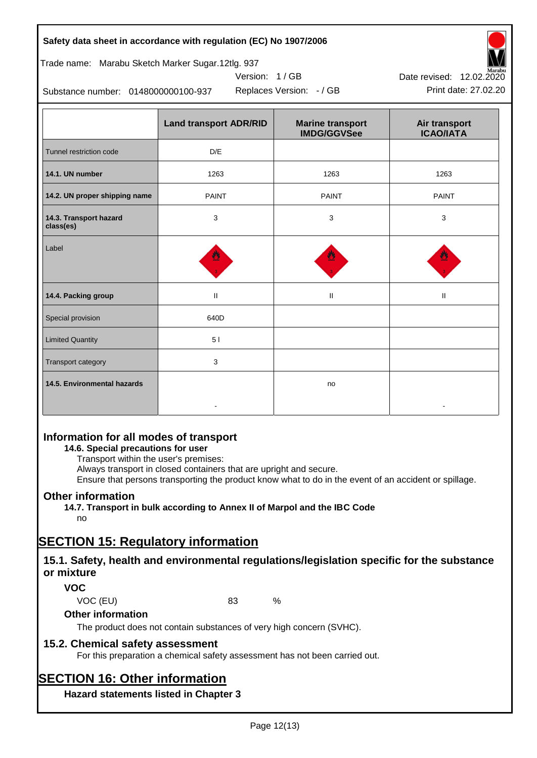| | Land transport ADR/RID | Marine transport IMDG/GGVSee | Air transport ICAO/IATA |
|---|---|---|---|
| Tunnel restriction code | D/E | | |
| **14.1. UN number** | 1263 | 1263 | 1263 |
| **14.2. UN proper shipping name** | PAINT | PAINT | PAINT |
| **14.3. Transport hazard class(es)** | 3 | 3 | 3 |
| Label | | | |
| **14.4. Packing group** | II | II | II |
| Special provision | 640D | | |
| Limited Quantity | 5 l | | |
| Transport category | 3 | | |
| **14.5. Environmental hazards** | - | no | - |

## Information for all modes of transport

**14.6. Special precautions for user**

Transport within the user's premises:
Always transport in closed containers that are upright and secure.
Ensure that persons transporting the product know what to do in the event of an accident or spillage.

## Other information

**14.7. Transport in bulk according to Annex II of Marpol and the IBC Code**

no

# SECTION 15: Regulatory information

## 15.1. Safety, health and environmental regulations/legislation specific for the substance or mixture

### VOC

VOC (EU) 83 %

### Other information

The product does not contain substances of very high concern (SVHC).

## 15.2. Chemical safety assessment

For this preparation a chemical safety assessment has not been carried out.

# SECTION 16: Other information

### Hazard statements listed in Chapter 3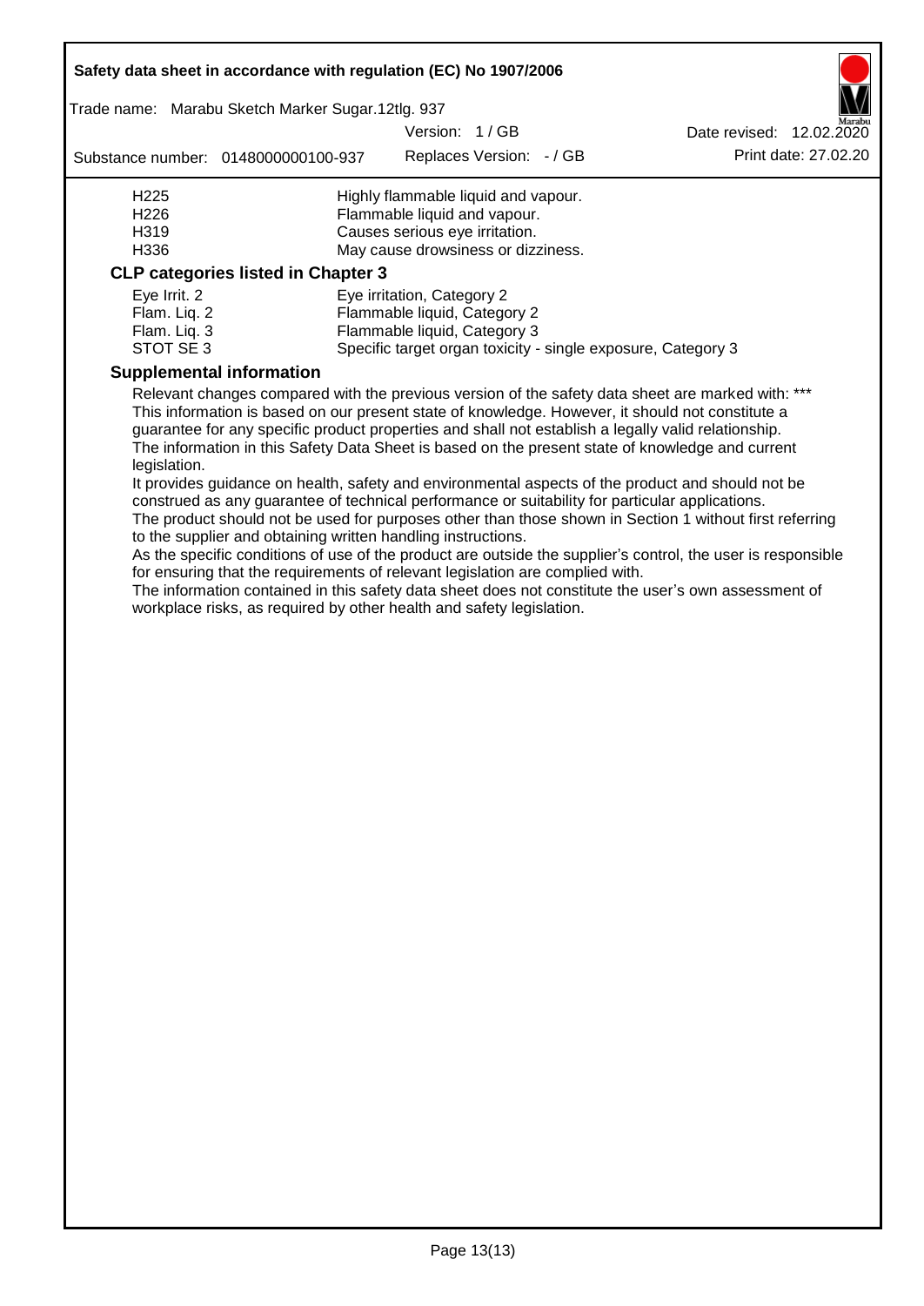| | |
|---|---|
| H225 | Highly flammable liquid and vapour. |
| H226 | Flammable liquid and vapour. |
| H319 | Causes serious eye irritation. |
| H336 | May cause drowsiness or dizziness. |

### CLP categories listed in Chapter 3

| | |
|---|---|
| Eye Irrit. 2 | Eye irritation, Category 2 |
| Flam. Liq. 2 | Flammable liquid, Category 2 |
| Flam. Liq. 3 | Flammable liquid, Category 3 |
| STOT SE 3 | Specific target organ toxicity - single exposure, Category 3 |

### Supplemental information

Relevant changes compared with the previous version of the safety data sheet are marked with: ***
This information is based on our present state of knowledge. However, it should not constitute a guarantee for any specific product properties and shall not establish a legally valid relationship.
The information in this Safety Data Sheet is based on the present state of knowledge and current legislation.
It provides guidance on health, safety and environmental aspects of the product and should not be construed as any guarantee of technical performance or suitability for particular applications.
The product should not be used for purposes other than those shown in Section 1 without first referring to the supplier and obtaining written handling instructions.
As the specific conditions of use of the product are outside the supplier's control, the user is responsible for ensuring that the requirements of relevant legislation are complied with.
The information contained in this safety data sheet does not constitute the user's own assessment of workplace risks, as required by other health and safety legislation.